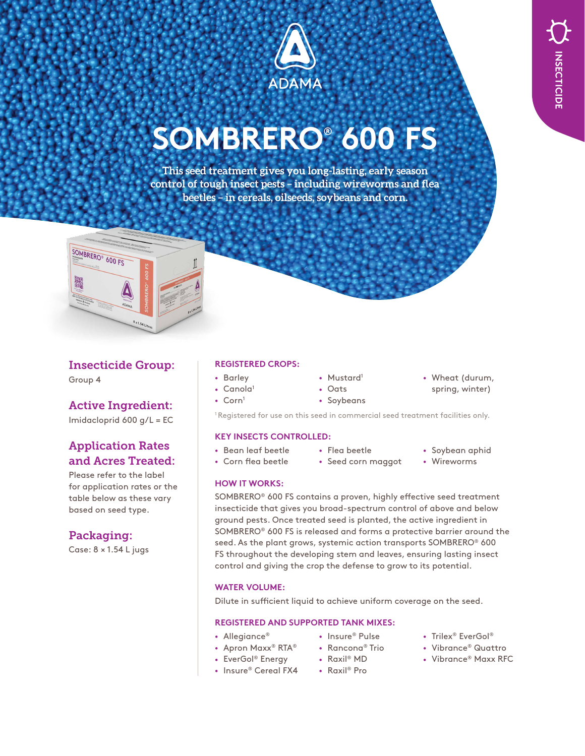INSECTICIDE

ADAMA

# SOMBRERO® 600 FS

**This seed treatment gives you long-lasting, early season control of tough insect pests – including wireworms and flea beetles – in cereals, oilseeds, soybeans and corn.**

## Insecticide Group:

Group 4

## Active Ingredient:

Imidacloprid 600 g/L = EC

## Application Rates and Acres Treated:

Please refer to the label for application rates or the table below as these vary based on seed type.

## Packaging:

Case: 8 × 1.54 L jugs

### REGISTERED CROPS:

- Barley
- Canola[1]
- Corn[1]
- Mustard[1]
- Oats
- Soybeans
- Wheat (durum, spring, winter)

[1] Registered for use on this seed in commercial seed treatment facilities only.

### KEY INSECTS CONTROLLED:

- Bean leaf beetle
- Corn flea beetle
- Flea beetle
- Seed corn maggot
- Soybean aphid
- Wireworms

### HOW IT WORKS:

SOMBRERO® 600 FS contains a proven, highly effective seed treatment insecticide that gives you broad-spectrum control of above and below ground pests. Once treated seed is planted, the active ingredient in SOMBRERO® 600 FS is released and forms a protective barrier around the seed. As the plant grows, systemic action transports SOMBRERO® 600 FS throughout the developing stem and leaves, ensuring lasting insect control and giving the crop the defense to grow to its potential.

### WATER VOLUME:

Dilute in sufficient liquid to achieve uniform coverage on the seed.

### REGISTERED AND SUPPORTED TANK MIXES:

- Allegiance®
- Apron Maxx® RTA®
- EverGol® Energy
- Insure® Cereal FX4
- Insure® Pulse
- Rancona® Trio
- Raxil® MD
- Raxil® Pro
- Trilex® EverGol®
- Vibrance® Quattro
- Vibrance® Maxx RFC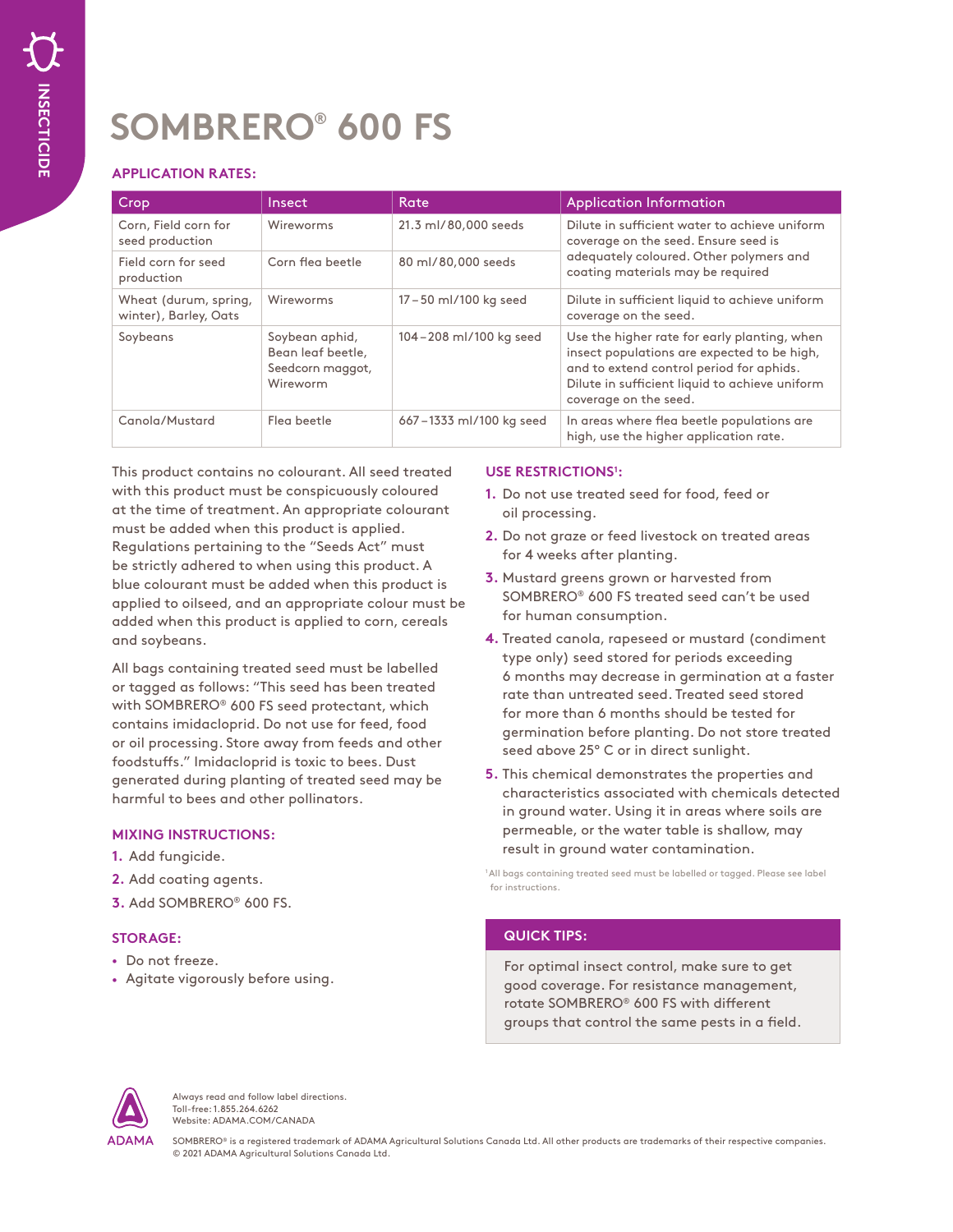# SOMBRERO® 600 FS

### APPLICATION RATES:

| Crop | Insect | Rate | Application Information |
|---|---|---|---|
| Corn, Field corn for seed production | Wireworms | 21.3 ml/80,000 seeds | Dilute in sufficient water to achieve uniform coverage on the seed. Ensure seed is adequately coloured. Other polymers and coating materials may be required |
| Field corn for seed production | Corn flea beetle | 80 ml/80,000 seeds | |
| Wheat (durum, spring, winter), Barley, Oats | Wireworms | 17–50 ml/100 kg seed | Dilute in sufficient liquid to achieve uniform coverage on the seed. |
| Soybeans | Soybean aphid, Bean leaf beetle, Seedcorn maggot, Wireworm | 104–208 ml/100 kg seed | Use the higher rate for early planting, when insect populations are expected to be high, and to extend control period for aphids. Dilute in sufficient liquid to achieve uniform coverage on the seed. |
| Canola/Mustard | Flea beetle | 667–1333 ml/100 kg seed | In areas where flea beetle populations are high, use the higher application rate. |

This product contains no colourant. All seed treated with this product must be conspicuously coloured at the time of treatment. An appropriate colourant must be added when this product is applied. Regulations pertaining to the "Seeds Act" must be strictly adhered to when using this product. A blue colourant must be added when this product is applied to oilseed, and an appropriate colour must be added when this product is applied to corn, cereals and soybeans.

All bags containing treated seed must be labelled or tagged as follows: "This seed has been treated with SOMBRERO® 600 FS seed protectant, which contains imidacloprid. Do not use for feed, food or oil processing. Store away from feeds and other foodstuffs." Imidacloprid is toxic to bees. Dust generated during planting of treated seed may be harmful to bees and other pollinators.

### MIXING INSTRUCTIONS:

1. Add fungicide.
2. Add coating agents.
3. Add SOMBRERO® 600 FS.

### STORAGE:

- Do not freeze.
- Agitate vigorously before using.

### USE RESTRICTIONS[1]:

1. Do not use treated seed for food, feed or oil processing.
2. Do not graze or feed livestock on treated areas for 4 weeks after planting.
3. Mustard greens grown or harvested from SOMBRERO® 600 FS treated seed can't be used for human consumption.
4. Treated canola, rapeseed or mustard (condiment type only) seed stored for periods exceeding 6 months may decrease in germination at a faster rate than untreated seed. Treated seed stored for more than 6 months should be tested for germination before planting. Do not store treated seed above 25° C or in direct sunlight.
5. This chemical demonstrates the properties and characteristics associated with chemicals detected in ground water. Using it in areas where soils are permeable, or the water table is shallow, may result in ground water contamination.

[1] All bags containing treated seed must be labelled or tagged. Please see label for instructions.

### QUICK TIPS:

For optimal insect control, make sure to get good coverage. For resistance management, rotate SOMBRERO® 600 FS with different groups that control the same pests in a field.

ADAMA

Always read and follow label directions.
Toll-free: 1.855.264.6262
Website: ADAMA.COM/CANADA

SOMBRERO® is a registered trademark of ADAMA Agricultural Solutions Canada Ltd. All other products are trademarks of their respective companies.
© 2021 ADAMA Agricultural Solutions Canada Ltd.